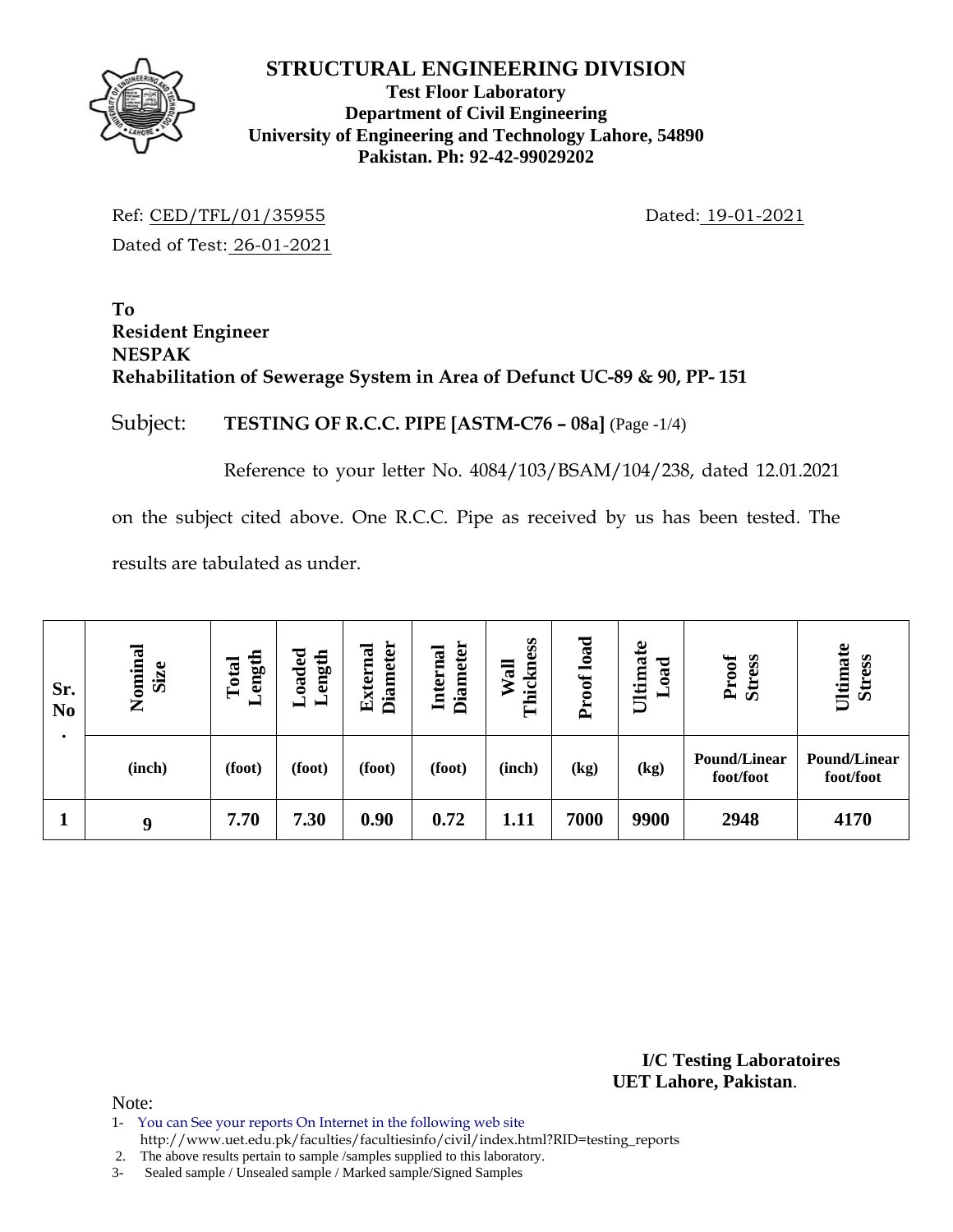# STRUCTURAL ENGINEERING DIVISION

**Test Floor Laboratory**
**Department of Civil Engineering**
**University of Engineering and Technology Lahore, 54890**
**Pakistan. Ph: 92-42-99029202**

Ref: CED/TFL/01/35955 Dated: 19-01-2021

Dated of Test: 26-01-2021

**To**
**Resident Engineer**
**NESPAK**
**Rehabilitation of Sewerage System in Area of Defunct UC-89 & 90, PP- 151**

Subject: **TESTING OF R.C.C. PIPE [ASTM-C76 – 08a]** (Page -1/4)

Reference to your letter No. 4084/103/BSAM/104/238, dated 12.01.2021 on the subject cited above. One R.C.C. Pipe as received by us has been tested. The results are tabulated as under.

| Sr. No. | Nominal Size | Total Length | Loaded Length | External Diameter | Internal Diameter | Wall Thickness | Proof load | Ultimate Load | Proof Stress | Ultimate Stress |
|---|---|---|---|---|---|---|---|---|---|---|
| | (inch) | (foot) | (foot) | (foot) | (foot) | (inch) | (kg) | (kg) | Pound/Linear foot/foot | Pound/Linear foot/foot |
| 1 | 9 | 7.70 | 7.30 | 0.90 | 0.72 | 1.11 | 7000 | 9900 | 2948 | 4170 |

**I/C Testing Laboratoires**
**UET Lahore, Pakistan**.

Note:

1- You can See your reports On Internet in the following web site http://www.uet.edu.pk/faculties/facultiesinfo/civil/index.html?RID=testing_reports
2. The above results pertain to sample /samples supplied to this laboratory.
3- Sealed sample / Unsealed sample / Marked sample/Signed Samples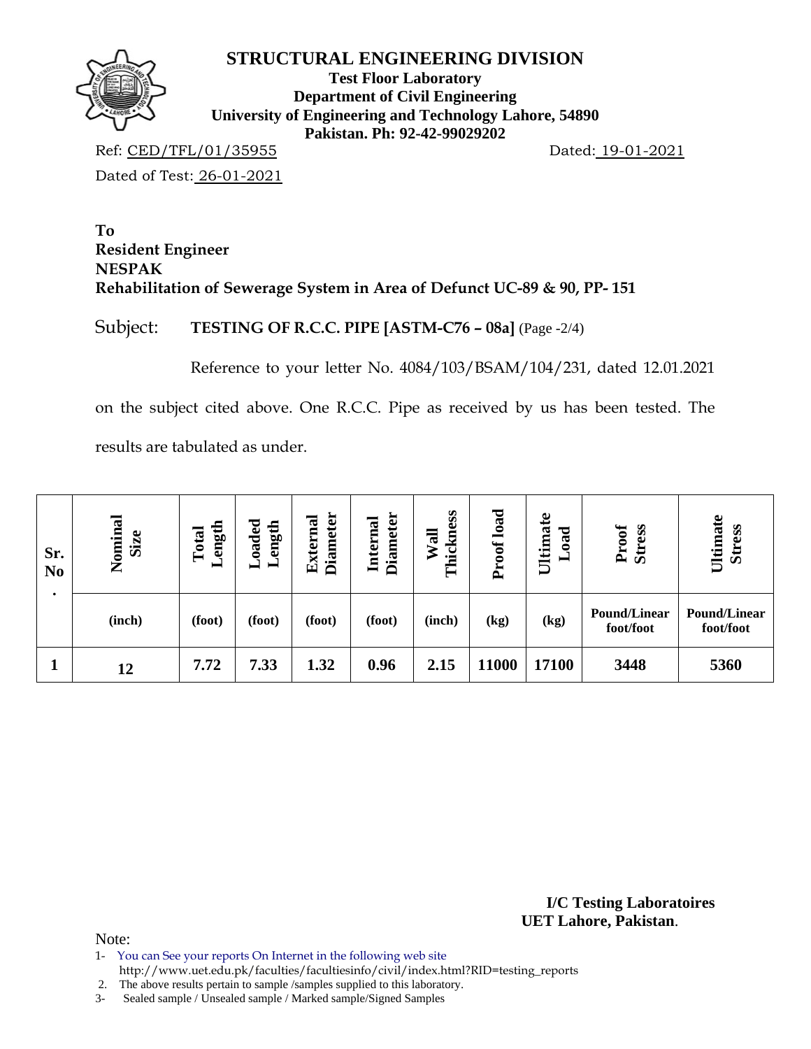# STRUCTURAL ENGINEERING DIVISION

**Test Floor Laboratory**
**Department of Civil Engineering**
**University of Engineering and Technology Lahore, 54890**
**Pakistan. Ph: 92-42-99029202**

Ref: CED/TFL/01/35955 Dated: 19-01-2021

Dated of Test: 26-01-2021

**To**
**Resident Engineer**
**NESPAK**
**Rehabilitation of Sewerage System in Area of Defunct UC-89 & 90, PP- 151**

Subject: **TESTING OF R.C.C. PIPE [ASTM-C76 – 08a]** (Page -2/4)

Reference to your letter No. 4084/103/BSAM/104/231, dated 12.01.2021 on the subject cited above. One R.C.C. Pipe as received by us has been tested. The results are tabulated as under.

| Sr. No. | Nominal Size | Total Length | Loaded Length | External Diameter | Internal Diameter | Wall Thickness | Proof load | Ultimate Load | Proof Stress | Ultimate Stress |
|---|---|---|---|---|---|---|---|---|---|---|
| | (inch) | (foot) | (foot) | (foot) | (foot) | (inch) | (kg) | (kg) | Pound/Linear foot/foot | Pound/Linear foot/foot |
| 1 | 12 | 7.72 | 7.33 | 1.32 | 0.96 | 2.15 | 11000 | 17100 | 3448 | 5360 |

**I/C Testing Laboratoires**
**UET Lahore, Pakistan**.

Note:
1- You can See your reports On Internet in the following web site http://www.uet.edu.pk/faculties/facultiesinfo/civil/index.html?RID=testing_reports
2. The above results pertain to sample /samples supplied to this laboratory.
3- Sealed sample / Unsealed sample / Marked sample/Signed Samples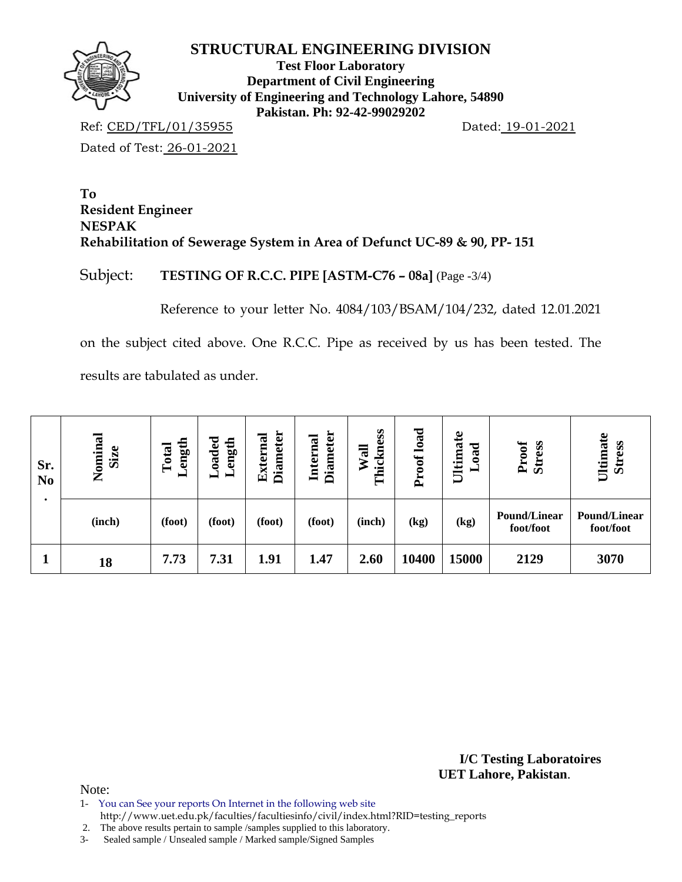# STRUCTURAL ENGINEERING DIVISION

**Test Floor Laboratory**
**Department of Civil Engineering**
**University of Engineering and Technology Lahore, 54890**
**Pakistan. Ph: 92-42-99029202**

Ref: CED/TFL/01/35955 Dated: 19-01-2021

Dated of Test: 26-01-2021

**To**
**Resident Engineer**
**NESPAK**
**Rehabilitation of Sewerage System in Area of Defunct UC-89 & 90, PP- 151**

Subject: **TESTING OF R.C.C. PIPE [ASTM-C76 – 08a]** (Page -3/4)

Reference to your letter No. 4084/103/BSAM/104/232, dated 12.01.2021 on the subject cited above. One R.C.C. Pipe as received by us has been tested. The results are tabulated as under.

| Sr. No. | Nominal Size | Total Length | Loaded Length | External Diameter | Internal Diameter | Wall Thickness | Proof load | Ultimate Load | Proof Stress | Ultimate Stress |
|---|---|---|---|---|---|---|---|---|---|---|
| | (inch) | (foot) | (foot) | (foot) | (foot) | (inch) | (kg) | (kg) | Pound/Linear foot/foot | Pound/Linear foot/foot |
| 1 | 18 | 7.73 | 7.31 | 1.91 | 1.47 | 2.60 | 10400 | 15000 | 2129 | 3070 |

**I/C Testing Laboratoires**
**UET Lahore, Pakistan.**

Note:

1- You can See your reports On Internet in the following web site http://www.uet.edu.pk/faculties/facultiesinfo/civil/index.html?RID=testing_reports
2. The above results pertain to sample /samples supplied to this laboratory.
3- Sealed sample / Unsealed sample / Marked sample/Signed Samples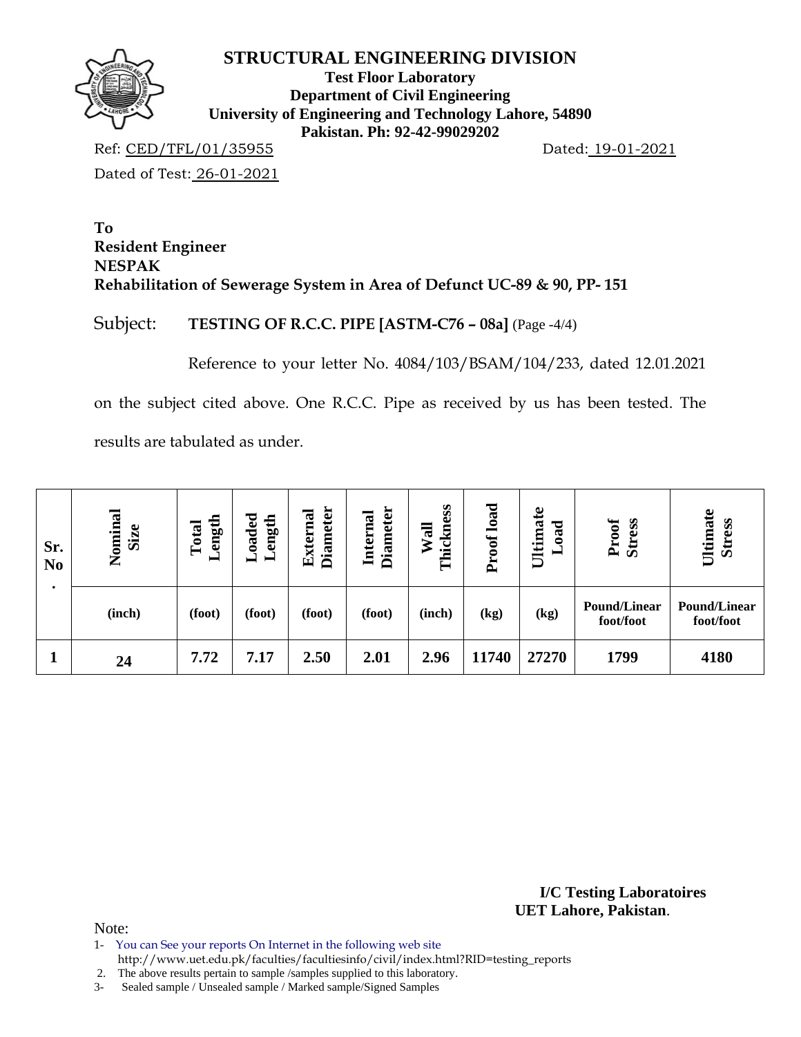# STRUCTURAL ENGINEERING DIVISION

**Test Floor Laboratory**
**Department of Civil Engineering**
**University of Engineering and Technology Lahore, 54890**
**Pakistan. Ph: 92-42-99029202**

Ref: CED/TFL/01/35955 Dated: 19-01-2021

Dated of Test: 26-01-2021

**To**
**Resident Engineer**
**NESPAK**
**Rehabilitation of Sewerage System in Area of Defunct UC-89 & 90, PP- 151**

Subject: **TESTING OF R.C.C. PIPE [ASTM-C76 – 08a]** (Page -4/4)

Reference to your letter No. 4084/103/BSAM/104/233, dated 12.01.2021 on the subject cited above. One R.C.C. Pipe as received by us has been tested. The results are tabulated as under.

| Sr. No. | Nominal Size | Total Length | Loaded Length | External Diameter | Internal Diameter | Wall Thickness | Proof load | Ultimate Load | Proof Stress | Ultimate Stress |
|---|---|---|---|---|---|---|---|---|---|---|
| | (inch) | (foot) | (foot) | (foot) | (foot) | (inch) | (kg) | (kg) | Pound/Linear foot/foot | Pound/Linear foot/foot |
| **1** | **24** | **7.72** | **7.17** | **2.50** | **2.01** | **2.96** | **11740** | **27270** | **1799** | **4180** |

**I/C Testing Laboratoires**
**UET Lahore, Pakistan**.

Note:
1- You can See your reports On Internet in the following web site
http://www.uet.edu.pk/faculties/facultiesinfo/civil/index.html?RID=testing_reports
2. The above results pertain to sample /samples supplied to this laboratory.
3- Sealed sample / Unsealed sample / Marked sample/Signed Samples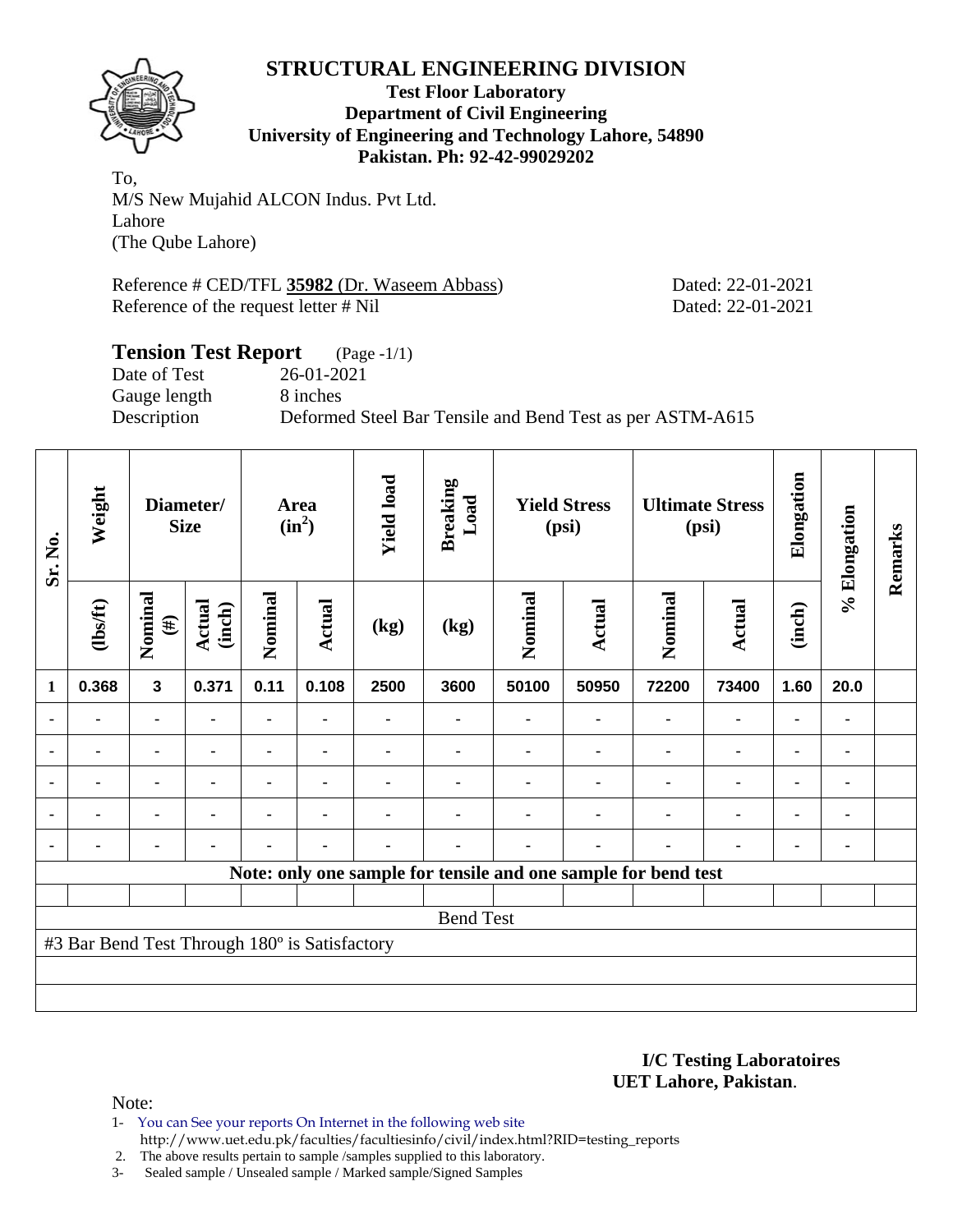# STRUCTURAL ENGINEERING DIVISION

**Test Floor Laboratory**
**Department of Civil Engineering**
**University of Engineering and Technology Lahore, 54890**
**Pakistan. Ph: 92-42-99029202**

To,
M/S New Mujahid ALCON Indus. Pvt Ltd.
Lahore
(The Qube Lahore)

Reference # CED/TFL **35982** (Dr. Waseem Abbass) Dated: 22-01-2021
Reference of the request letter # Nil Dated: 22-01-2021

## Tension Test Report (Page -1/1)

Date of Test 26-01-2021
Gauge length 8 inches
Description Deformed Steel Bar Tensile and Bend Test as per ASTM-A615

| Sr. No. | Weight | Diameter/ Size | | Area ($in^2$) | | Yield load | Breaking Load | Yield Stress (psi) | | Ultimate Stress (psi) | | Elongation | % Elongation | Remarks |
|---|---|---|---|---|---|---|---|---|---|---|---|---|---|---|
| | (lbs/ft) | Nominal (#) | Actual (inch) | Nominal | Actual | (kg) | (kg) | Nominal | Actual | Nominal | Actual | (inch) | | |
| 1 | 0.368 | 3 | 0.371 | 0.11 | 0.108 | 2500 | 3600 | 50100 | 50950 | 72200 | 73400 | 1.60 | 20.0 | |
| - | - | - | - | - | - | - | - | - | - | - | - | - | - | |
| - | - | - | - | - | - | - | - | - | - | - | - | - | - | |
| - | - | - | - | - | - | - | - | - | - | - | - | - | - | |
| - | - | - | - | - | - | - | - | - | - | - | - | - | - | |
| - | - | - | - | - | - | - | - | - | - | - | - | - | - | |

**Note: only one sample for tensile and one sample for bend test**

Bend Test

#3 Bar Bend Test Through 180º is Satisfactory

**I/C Testing Laboratoires**
**UET Lahore, Pakistan**.

Note:

1- You can See your reports On Internet in the following web site
http://www.uet.edu.pk/faculties/facultiesinfo/civil/index.html?RID=testing_reports
2. The above results pertain to sample /samples supplied to this laboratory.
3- Sealed sample / Unsealed sample / Marked sample/Signed Samples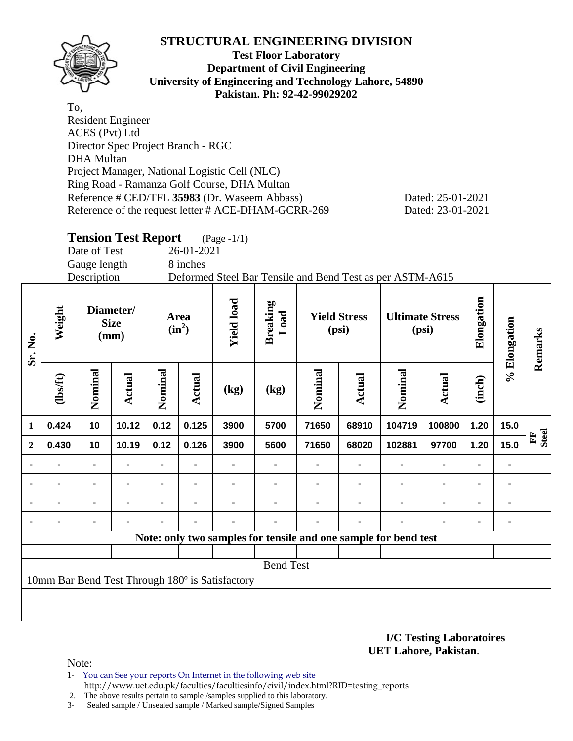# STRUCTURAL ENGINEERING DIVISION

**Test Floor Laboratory**
**Department of Civil Engineering**
**University of Engineering and Technology Lahore, 54890**
**Pakistan. Ph: 92-42-99029202**

To,
Resident Engineer
ACES (Pvt) Ltd
Director Spec Project Branch - RGC
DHA Multan
Project Manager, National Logistic Cell (NLC)
Ring Road - Ramanza Golf Course, DHA Multan
Reference # CED/TFL **35983** (Dr. Waseem Abbass) Dated: 25-01-2021
Reference of the request letter # ACE-DHAM-GCRR-269 Dated: 23-01-2021

## Tension Test Report (Page -1/1)

Date of Test 26-01-2021
Gauge length 8 inches
Description Deformed Steel Bar Tensile and Bend Test as per ASTM-A615

| Sr. No. | Weight | Diameter/ Size (mm) | | Area ($in^2$) | | Yield load | Breaking Load | Yield Stress (psi) | | Ultimate Stress (psi) | | Elongation | % Elongation | Remarks |
|---|---|---|---|---|---|---|---|---|---|---|---|---|---|---|
| | (lbs/ft) | Nominal | Actual | Nominal | Actual | (kg) | (kg) | Nominal | Actual | Nominal | Actual | (inch) | | |
| 1 | 0.424 | 10 | 10.12 | 0.12 | 0.125 | 3900 | 5700 | 71650 | 68910 | 104719 | 100800 | 1.20 | 15.0 | FF Steel |
| 2 | 0.430 | 10 | 10.19 | 0.12 | 0.126 | 3900 | 5600 | 71650 | 68020 | 102881 | 97700 | 1.20 | 15.0 | |
| - | - | - | - | - | - | - | - | - | - | - | - | - | - | |
| - | - | - | - | - | - | - | - | - | - | - | - | - | - | |
| - | - | - | - | - | - | - | - | - | - | - | - | - | - | |
| - | - | - | - | - | - | - | - | - | - | - | - | - | - | |

**Note: only two samples for tensile and one sample for bend test**

Bend Test

10mm Bar Bend Test Through 180º is Satisfactory

**I/C Testing Laboratoires**
**UET Lahore, Pakistan**.

Note:
1- You can See your reports On Internet in the following web site
http://www.uet.edu.pk/faculties/facultiesinfo/civil/index.html?RID=testing_reports
2. The above results pertain to sample /samples supplied to this laboratory.
3- Sealed sample / Unsealed sample / Marked sample/Signed Samples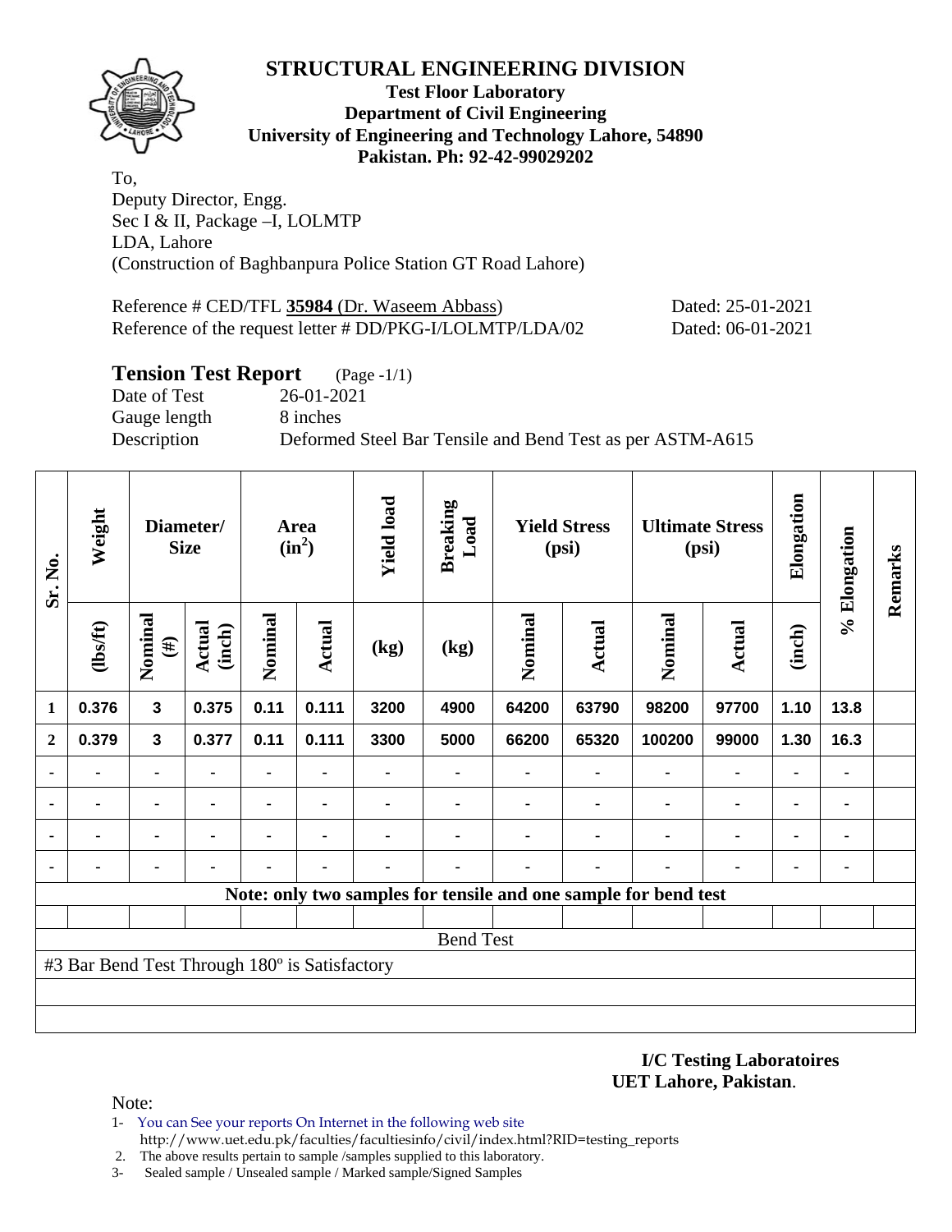# STRUCTURAL ENGINEERING DIVISION

**Test Floor Laboratory**
**Department of Civil Engineering**
**University of Engineering and Technology Lahore, 54890**
**Pakistan. Ph: 92-42-99029202**

To,
Deputy Director, Engg.
Sec I & II, Package –I, LOLMTP
LDA, Lahore
(Construction of Baghbanpura Police Station GT Road Lahore)

Reference # CED/TFL **35984** (Dr. Waseem Abbass) Dated: 25-01-2021
Reference of the request letter # DD/PKG-I/LOLMTP/LDA/02 Dated: 06-01-2021

## Tension Test Report (Page -1/1)

Date of Test 26-01-2021
Gauge length 8 inches
Description Deformed Steel Bar Tensile and Bend Test as per ASTM-A615

| Sr. No. | Weight | Diameter/ Size | | Area ($in^2$) | | Yield load | Breaking Load | Yield Stress (psi) | | Ultimate Stress (psi) | | Elongation | % Elongation | Remarks |
|---|---|---|---|---|---|---|---|---|---|---|---|---|---|---|
| | (lbs/ft) | Nominal (#) | Actual (inch) | Nominal | Actual | (kg) | (kg) | Nominal | Actual | Nominal | Actual | (inch) | | |
| 1 | 0.376 | 3 | 0.375 | 0.11 | 0.111 | 3200 | 4900 | 64200 | 63790 | 98200 | 97700 | 1.10 | 13.8 | |
| 2 | 0.379 | 3 | 0.377 | 0.11 | 0.111 | 3300 | 5000 | 66200 | 65320 | 100200 | 99000 | 1.30 | 16.3 | |
| - | - | - | - | - | - | - | - | - | - | - | - | - | - | |
| - | - | - | - | - | - | - | - | - | - | - | - | - | - | |
| - | - | - | - | - | - | - | - | - | - | - | - | - | - | |
| - | - | - | - | - | - | - | - | - | - | - | - | - | - | |

**Note: only two samples for tensile and one sample for bend test**

Bend Test

#3 Bar Bend Test Through 180º is Satisfactory

**I/C Testing Laboratoires**
**UET Lahore, Pakistan**.

Note:

1- You can See your reports On Internet in the following web site
http://www.uet.edu.pk/faculties/facultiesinfo/civil/index.html?RID=testing_reports
2. The above results pertain to sample /samples supplied to this laboratory.
3- Sealed sample / Unsealed sample / Marked sample/Signed Samples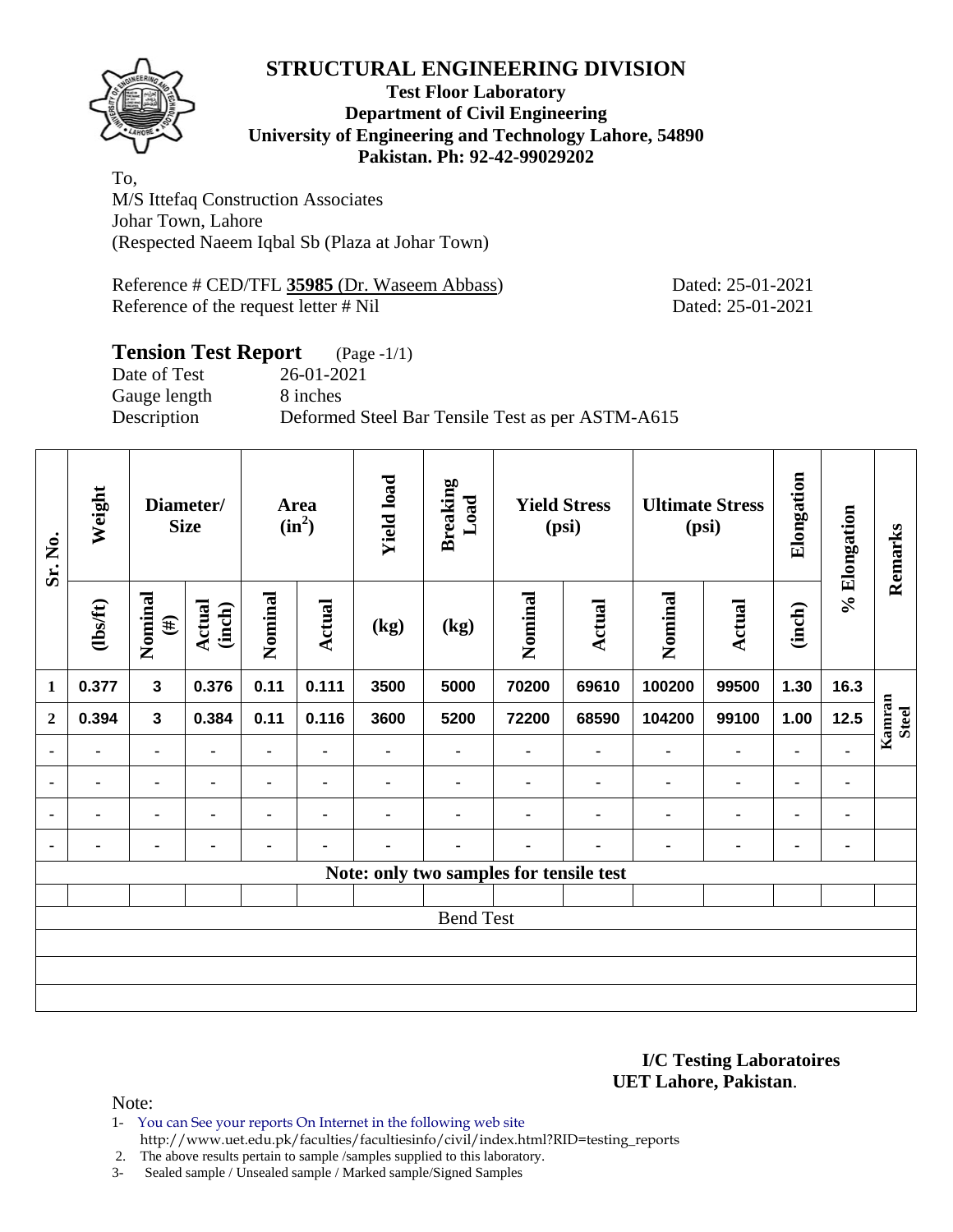# STRUCTURAL ENGINEERING DIVISION

**Test Floor Laboratory**
**Department of Civil Engineering**
**University of Engineering and Technology Lahore, 54890**
**Pakistan. Ph: 92-42-99029202**

To,
M/S Ittefaq Construction Associates
Johar Town, Lahore
(Respected Naeem Iqbal Sb (Plaza at Johar Town)

Reference # CED/TFL **35985** (Dr. Waseem Abbass) Dated: 25-01-2021
Reference of the request letter # Nil Dated: 25-01-2021

## Tension Test Report (Page -1/1)

Date of Test 26-01-2021
Gauge length 8 inches
Description Deformed Steel Bar Tensile Test as per ASTM-A615

| Sr. No. | Weight | Diameter/ Size | | Area ($in^2$) | | Yield load | Breaking Load | Yield Stress (psi) | | Ultimate Stress (psi) | | Elongation | % Elongation | Remarks |
|---|---|---|---|---|---|---|---|---|---|---|---|---|---|---|
| | (lbs/ft) | Nominal (#) | Actual (inch) | Nominal | Actual | (kg) | (kg) | Nominal | Actual | Nominal | Actual | (inch) | | |
| 1 | 0.377 | 3 | 0.376 | 0.11 | 0.111 | 3500 | 5000 | 70200 | 69610 | 100200 | 99500 | 1.30 | 16.3 | Kamran Steel |
| 2 | 0.394 | 3 | 0.384 | 0.11 | 0.116 | 3600 | 5200 | 72200 | 68590 | 104200 | 99100 | 1.00 | 12.5 | |
| - | - | - | - | - | - | - | - | - | - | - | - | - | - | |
| - | - | - | - | - | - | - | - | - | - | - | - | - | - | |
| - | - | - | - | - | - | - | - | - | - | - | - | - | - | |
| - | - | - | - | - | - | - | - | - | - | - | - | - | - | |
| Note: only two samples for tensile test | | | | | | | | | | | | | | |
| Bend Test | | | | | | | | | | | | | | |

**I/C Testing Laboratoires**
**UET Lahore, Pakistan**.

Note:
1- You can See your reports On Internet in the following web site
http://www.uet.edu.pk/faculties/facultiesinfo/civil/index.html?RID=testing_reports
2. The above results pertain to sample /samples supplied to this laboratory.
3- Sealed sample / Unsealed sample / Marked sample/Signed Samples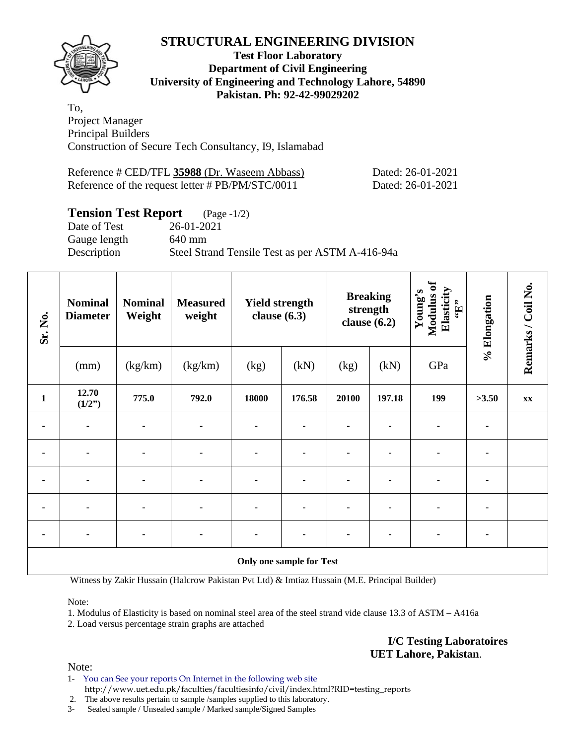# STRUCTURAL ENGINEERING DIVISION

**Test Floor Laboratory**
**Department of Civil Engineering**
**University of Engineering and Technology Lahore, 54890**
**Pakistan. Ph: 92-42-99029202**

To,
Project Manager
Principal Builders
Construction of Secure Tech Consultancy, I9, Islamabad

Reference # CED/TFL **35988** (Dr. Waseem Abbass) Dated: 26-01-2021
Reference of the request letter # PB/PM/STC/0011 Dated: 26-01-2021

## Tension Test Report (Page -1/2)

Date of Test 26-01-2021
Gauge length 640 mm
Description Steel Strand Tensile Test as per ASTM A-416-94a

| Sr. No. | Nominal Diameter | Nominal Weight | Measured weight | Yield strength clause (6.3) | | Breaking strength clause (6.2) | | Young's Modulus of Elasticity "E" | % Elongation | Remarks / Coil No. |
|---|---|---|---|---|---|---|---|---|---|---|
| | (mm) | (kg/km) | (kg/km) | (kg) | (kN) | (kg) | (kN) | GPa | | |
| **1** | **12.70 (1/2")** | **775.0** | **792.0** | **18000** | **176.58** | **20100** | **197.18** | **199** | **>3.50** | **xx** |
| - | - | - | - | - | - | - | - | - | - | |
| - | - | - | - | - | - | - | - | - | - | |
| - | - | - | - | - | - | - | - | - | - | |
| - | - | - | - | - | - | - | - | - | - | |
| - | - | - | - | - | - | - | - | - | - | |
| **Only one sample for Test** | | | | | | | | | | |

Witness by Zakir Hussain (Halcrow Pakistan Pvt Ltd) & Imtiaz Hussain (M.E. Principal Builder)

Note:

1. Modulus of Elasticity is based on nominal steel area of the steel strand vide clause 13.3 of ASTM – A416a
2. Load versus percentage strain graphs are attached

**I/C Testing Laboratoires**
**UET Lahore, Pakistan**.

Note:

1- You can See your reports On Internet in the following web site
http://www.uet.edu.pk/faculties/facultiesinfo/civil/index.html?RID=testing_reports
2. The above results pertain to sample /samples supplied to this laboratory.
3- Sealed sample / Unsealed sample / Marked sample/Signed Samples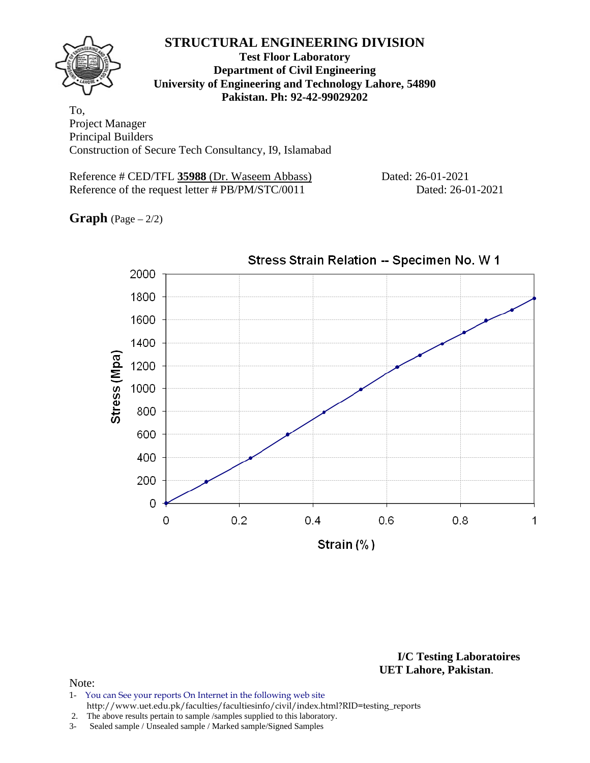# STRUCTURAL ENGINEERING DIVISION

**Test Floor Laboratory**
**Department of Civil Engineering**
**University of Engineering and Technology Lahore, 54890**
**Pakistan. Ph: 92-42-99029202**

To,
Project Manager
Principal Builders
Construction of Secure Tech Consultancy, I9, Islamabad

Reference # CED/TFL **35988** (Dr. Waseem Abbass) Dated: 26-01-2021
Reference of the request letter # PB/PM/STC/0011 Dated: 26-01-2021

**Graph** (Page – 2/2)

Stress Strain Relation -- Specimen No. W 1

Stress (Mpa)

0
200
400
600
800
1000
1200
1400
1600
1800
2000

Strain (%)

0
0.2
0.4
0.6
0.8
1

**I/C Testing Laboratoires**
**UET Lahore, Pakistan**.

Note:
1- You can See your reports On Internet in the following web site
http://www.uet.edu.pk/faculties/facultiesinfo/civil/index.html?RID=testing_reports
2. The above results pertain to sample /samples supplied to this laboratory.
3- Sealed sample / Unsealed sample / Marked sample/Signed Samples